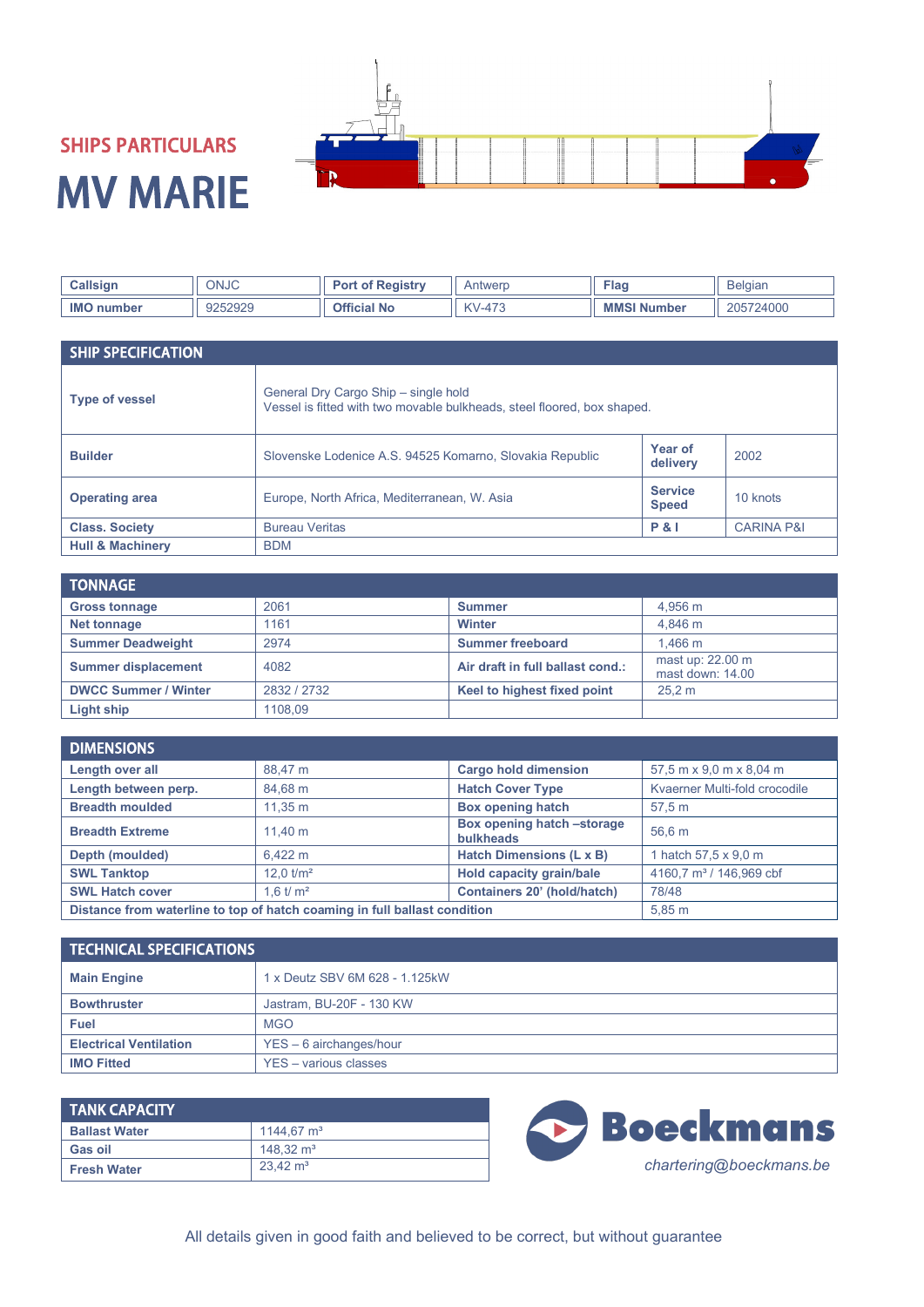## SHIPS PARTICULARS

# MV MARIE

| Callsign | ONJC | Port of Registry | Antwerp | Flag | Belgian |
|---|---|---|---|---|---|
| IMO number | 9252929 | Official No | KV-473 | MMSI Number | 205724000 |

## SHIP SPECIFICATION

| | | | |
|---|---|---|---|
| **Type of vessel** | General Dry Cargo Ship – single hold<br>Vessel is fitted with two movable bulkheads, steel floored, box shaped. | | |
| **Builder** | Slovenske Lodenice A.S. 94525 Komarno, Slovakia Republic | **Year of delivery** | 2002 |
| **Operating area** | Europe, North Africa, Mediterranean, W. Asia | **Service Speed** | 10 knots |
| **Class. Society** | Bureau Veritas | **P & I** | CARINA P&I |
| **Hull & Machinery** | BDM | | |

## TONNAGE

| | | | |
|---|---|---|---|
| **Gross tonnage** | 2061 | **Summer** | 4,956 m |
| **Net tonnage** | 1161 | **Winter** | 4,846 m |
| **Summer Deadweight** | 2974 | **Summer freeboard** | 1,466 m |
| **Summer displacement** | 4082 | **Air draft in full ballast cond.:** | mast up: 22.00 m<br>mast down: 14.00 |
| **DWCC Summer / Winter** | 2832 / 2732 | **Keel to highest fixed point** | 25,2 m |
| **Light ship** | 1108,09 | | |

## DIMENSIONS

| | | | |
|---|---|---|---|
| **Length over all** | 88,47 m | **Cargo hold dimension** | 57,5 m x 9,0 m x 8,04 m |
| **Length between perp.** | 84,68 m | **Hatch Cover Type** | Kvaerner Multi-fold crocodile |
| **Breadth moulded** | 11,35 m | **Box opening hatch** | 57,5 m |
| **Breadth Extreme** | 11,40 m | **Box opening hatch –storage bulkheads** | 56,6 m |
| **Depth (moulded)** | 6,422 m | **Hatch Dimensions (L x B)** | 1 hatch 57,5 x 9,0 m |
| **SWL Tanktop** | 12,0 t/m² | **Hold capacity grain/bale** | 4160,7 m³ / 146,969 cbf |
| **SWL Hatch cover** | 1,6 t/ m² | **Containers 20' (hold/hatch)** | 78/48 |
| **Distance from waterline to top of hatch coaming in full ballast condition** | | | 5,85 m |

## TECHNICAL SPECIFICATIONS

| | |
|---|---|
| **Main Engine** | 1 x Deutz SBV 6M 628 - 1.125kW |
| **Bowthruster** | Jastram, BU-20F - 130 KW |
| **Fuel** | MGO |
| **Electrical Ventilation** | YES – 6 airchanges/hour |
| **IMO Fitted** | YES – various classes |

## TANK CAPACITY

| | |
|---|---|
| **Ballast Water** | 1144,67 m³ |
| **Gas oil** | 148,32 m³ |
| **Fresh Water** | 23,42 m³ |

**Boeckmans**

*chartering@boeckmans.be*

All details given in good faith and believed to be correct, but without guarantee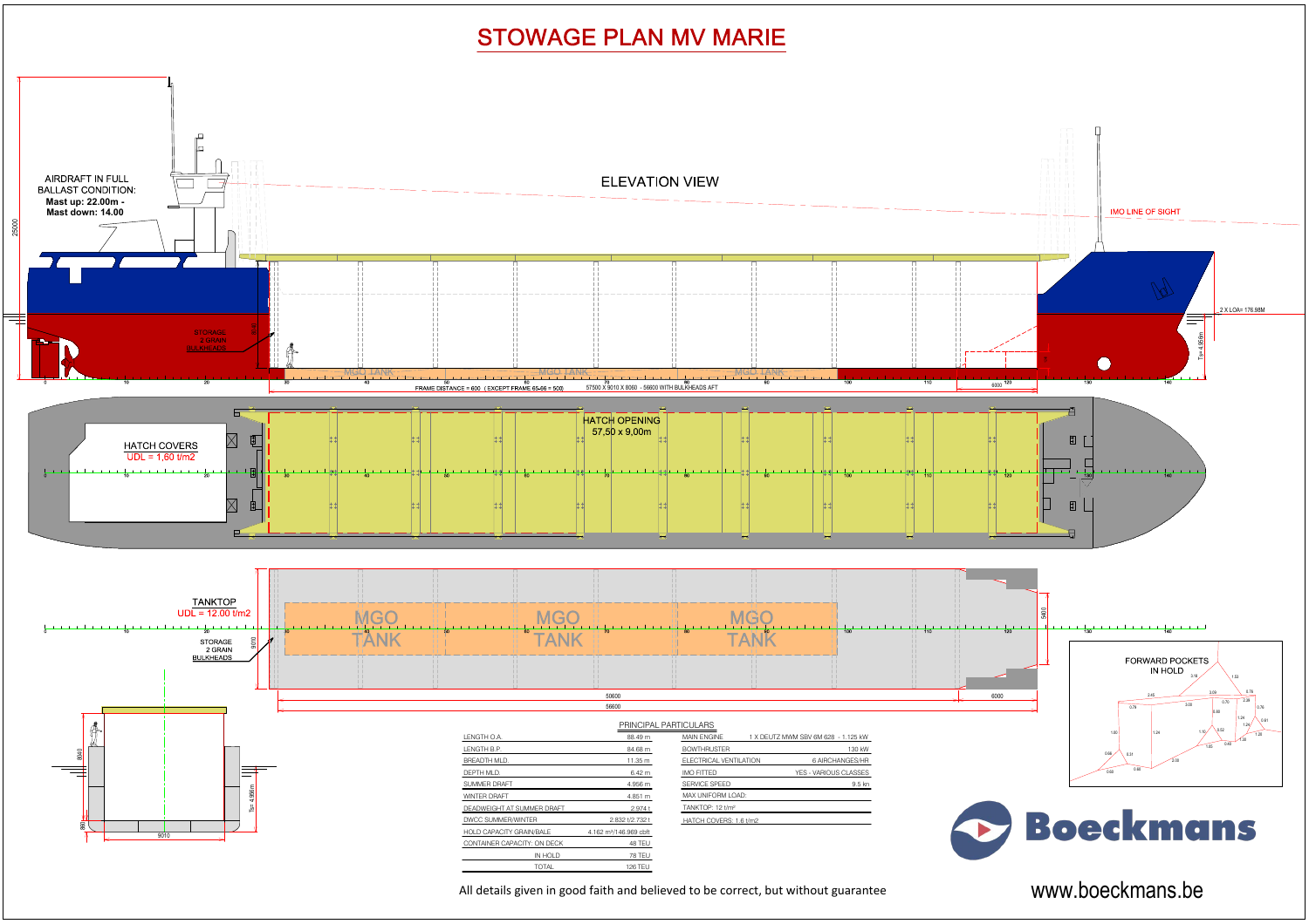# STOWAGE PLAN MV MARIE

ELEVATION VIEW

AIRDRAFT IN FULL BALLAST CONDITION:
**Mast up: 22.00m -**
**Mast down: 14.00**

IMO LINE OF SIGHT

2 X LOA= 176.98M

STORAGE 2 GRAIN BULKHEADS

MGO TANK

FRAME DISTANCE = 600 ( EXCEPT FRAME 65-66 = 500)

57500 X 9010 X 8060 - 56600 WITH BULKHEADS AFT

HATCH COVERS
UDL = 1,60 t/m2

HATCH OPENING
57,50 x 9,00m

TANKTOP
UDL = 12.00 t/m2

STORAGE 2 GRAIN BULKHEADS

MGO TANK

50600

6000

56600

FORWARD POCKETS IN HOLD

## PRINCIPAL PARTICULARS

| | | | |
|---|---|---|---|
| LENGTH O.A. | 88.49 m | MAIN ENGINE | 1 X DEUTZ MWM SBV 6M 628 - 1.125 kW |
| LENGTH B.P. | 84.68 m | BOWTHRUSTER | 130 kW |
| BREADTH MLD. | 11.35 m | ELECTRICAL VENTILATION | 6 AIRCHANGES/HR |
| DEPTH MLD. | 6.42 m | IMO FITTED | YES - VARIOUS CLASSES |
| SUMMER DRAFT | 4.956 m | SERVICE SPEED | 9.5 kn |
| WINTER DRAFT | 4.851 m | MAX UNIFORM LOAD: | |
| DEADWEIGHT AT SUMMER DRAFT | 2.974 t | TANKTOP: 12 t/m² | |
| DWCC SUMMER/WINTER | 2.832 t/2.732 t | HATCH COVERS: 1.6 t/m2 | |
| HOLD CAPACITY GRAIN/BALE | 4.162 m³/146.969 cbft | | |
| CONTAINER CAPACITY: ON DECK | 48 TEU | | |
| IN HOLD | 78 TEU | | |
| TOTAL | 126 TEU | | |

All details given in good faith and believed to be correct, but without guarantee

Boeckmans

www.boeckmans.be